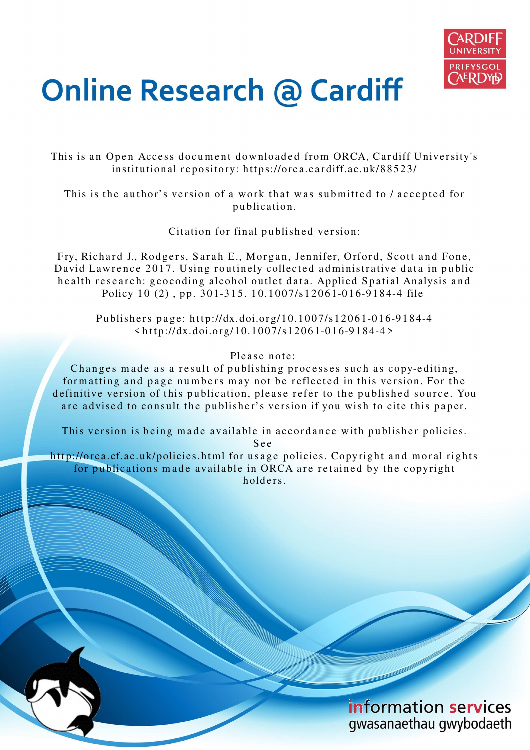# Online Research @ Cardiff

This is an Open Access document downloaded from ORCA, Cardiff University's institutional repository: https://orca.cardiff.ac.uk/88523/

This is the author's version of a work that was submitted to / accepted for publication.

Citation for final published version:

Fry, Richard J., Rodgers, Sarah E., Morgan, Jennifer, Orford, Scott and Fone, David Lawrence 2017. Using routinely collected administrative data in public health research: geocoding alcohol outlet data. Applied Spatial Analysis and Policy 10 (2) , pp. 301-315. 10.1007/s12061-016-9184-4 file

Publishers page: http://dx.doi.org/10.1007/s12061-016-9184-4 <http://dx.doi.org/10.1007/s12061-016-9184-4>

Please note:
Changes made as a result of publishing processes such as copy-editing, formatting and page numbers may not be reflected in this version. For the definitive version of this publication, please refer to the published source. You are advised to consult the publisher's version if you wish to cite this paper.

This version is being made available in accordance with publisher policies. See http://orca.cf.ac.uk/policies.html for usage policies. Copyright and moral rights for publications made available in ORCA are retained by the copyright holders.

information services
gwasanaethau gwybodaeth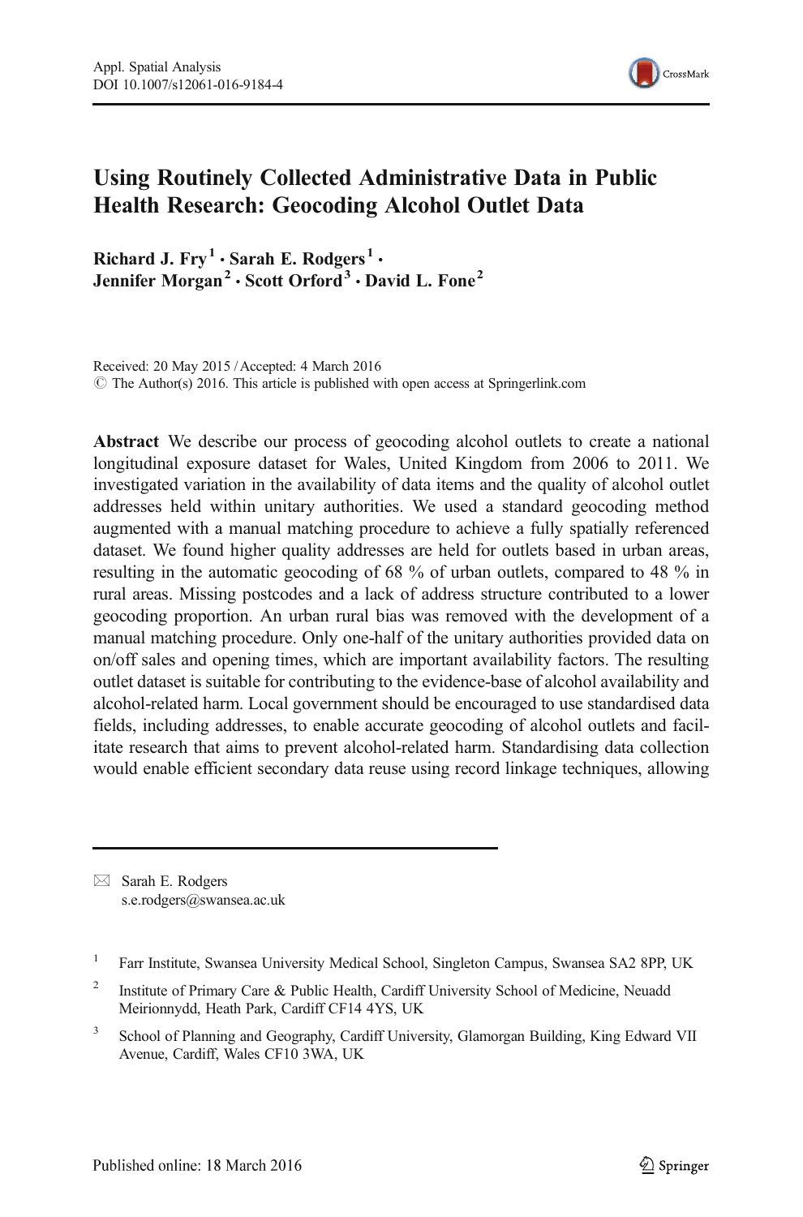# Using Routinely Collected Administrative Data in Public Health Research: Geocoding Alcohol Outlet Data

**Richard J. Fry** [1] **· Sarah E. Rodgers** [1] **· Jennifer Morgan** [2] **· Scott Orford** [3] **· David L. Fone** [2]

Received: 20 May 2015 / Accepted: 4 March 2016
© The Author(s) 2016. This article is published with open access at Springerlink.com

**Abstract** We describe our process of geocoding alcohol outlets to create a national longitudinal exposure dataset for Wales, United Kingdom from 2006 to 2011. We investigated variation in the availability of data items and the quality of alcohol outlet addresses held within unitary authorities. We used a standard geocoding method augmented with a manual matching procedure to achieve a fully spatially referenced dataset. We found higher quality addresses are held for outlets based in urban areas, resulting in the automatic geocoding of 68 % of urban outlets, compared to 48 % in rural areas. Missing postcodes and a lack of address structure contributed to a lower geocoding proportion. An urban rural bias was removed with the development of a manual matching procedure. Only one-half of the unitary authorities provided data on on/off sales and opening times, which are important availability factors. The resulting outlet dataset is suitable for contributing to the evidence-base of alcohol availability and alcohol-related harm. Local government should be encouraged to use standardised data fields, including addresses, to enable accurate geocoding of alcohol outlets and facilitate research that aims to prevent alcohol-related harm. Standardising data collection would enable efficient secondary data reuse using record linkage techniques, allowing

---

✉ Sarah E. Rodgers
s.e.rodgers@swansea.ac.uk

[1] Farr Institute, Swansea University Medical School, Singleton Campus, Swansea SA2 8PP, UK

[2] Institute of Primary Care & Public Health, Cardiff University School of Medicine, Neuadd Meirionnydd, Heath Park, Cardiff CF14 4YS, UK

[3] School of Planning and Geography, Cardiff University, Glamorgan Building, King Edward VII Avenue, Cardiff, Wales CF10 3WA, UK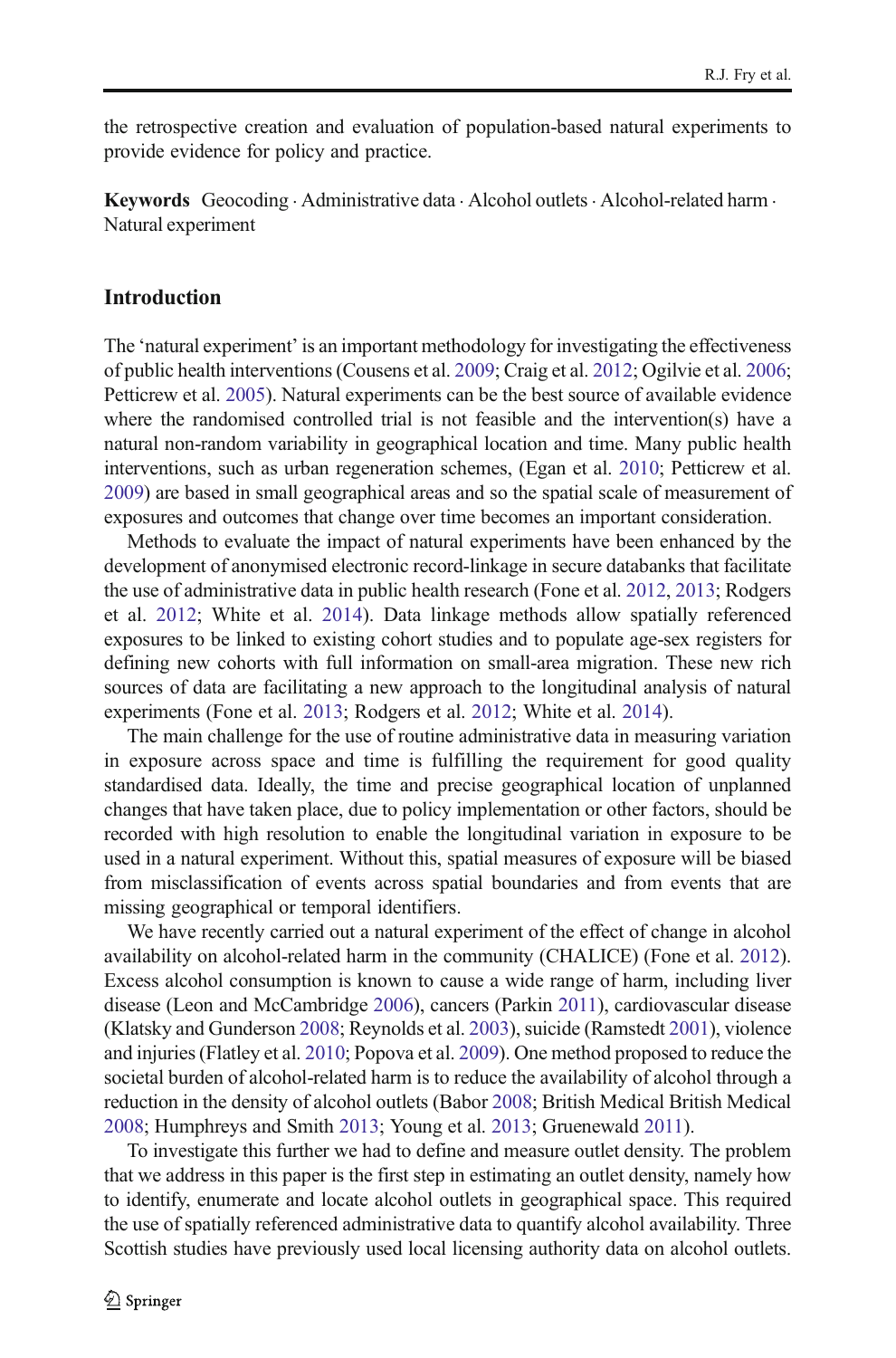the retrospective creation and evaluation of population-based natural experiments to provide evidence for policy and practice.

**Keywords** Geocoding · Administrative data · Alcohol outlets · Alcohol-related harm · Natural experiment

## Introduction

The 'natural experiment' is an important methodology for investigating the effectiveness of public health interventions (Cousens et al. 2009; Craig et al. 2012; Ogilvie et al. 2006; Petticrew et al. 2005). Natural experiments can be the best source of available evidence where the randomised controlled trial is not feasible and the intervention(s) have a natural non-random variability in geographical location and time. Many public health interventions, such as urban regeneration schemes, (Egan et al. 2010; Petticrew et al. 2009) are based in small geographical areas and so the spatial scale of measurement of exposures and outcomes that change over time becomes an important consideration.

Methods to evaluate the impact of natural experiments have been enhanced by the development of anonymised electronic record-linkage in secure databanks that facilitate the use of administrative data in public health research (Fone et al. 2012, 2013; Rodgers et al. 2012; White et al. 2014). Data linkage methods allow spatially referenced exposures to be linked to existing cohort studies and to populate age-sex registers for defining new cohorts with full information on small-area migration. These new rich sources of data are facilitating a new approach to the longitudinal analysis of natural experiments (Fone et al. 2013; Rodgers et al. 2012; White et al. 2014).

The main challenge for the use of routine administrative data in measuring variation in exposure across space and time is fulfilling the requirement for good quality standardised data. Ideally, the time and precise geographical location of unplanned changes that have taken place, due to policy implementation or other factors, should be recorded with high resolution to enable the longitudinal variation in exposure to be used in a natural experiment. Without this, spatial measures of exposure will be biased from misclassification of events across spatial boundaries and from events that are missing geographical or temporal identifiers.

We have recently carried out a natural experiment of the effect of change in alcohol availability on alcohol-related harm in the community (CHALICE) (Fone et al. 2012). Excess alcohol consumption is known to cause a wide range of harm, including liver disease (Leon and McCambridge 2006), cancers (Parkin 2011), cardiovascular disease (Klatsky and Gunderson 2008; Reynolds et al. 2003), suicide (Ramstedt 2001), violence and injuries (Flatley et al. 2010; Popova et al. 2009). One method proposed to reduce the societal burden of alcohol-related harm is to reduce the availability of alcohol through a reduction in the density of alcohol outlets (Babor 2008; British Medical British Medical 2008; Humphreys and Smith 2013; Young et al. 2013; Gruenewald 2011).

To investigate this further we had to define and measure outlet density. The problem that we address in this paper is the first step in estimating an outlet density, namely how to identify, enumerate and locate alcohol outlets in geographical space. This required the use of spatially referenced administrative data to quantify alcohol availability. Three Scottish studies have previously used local licensing authority data on alcohol outlets.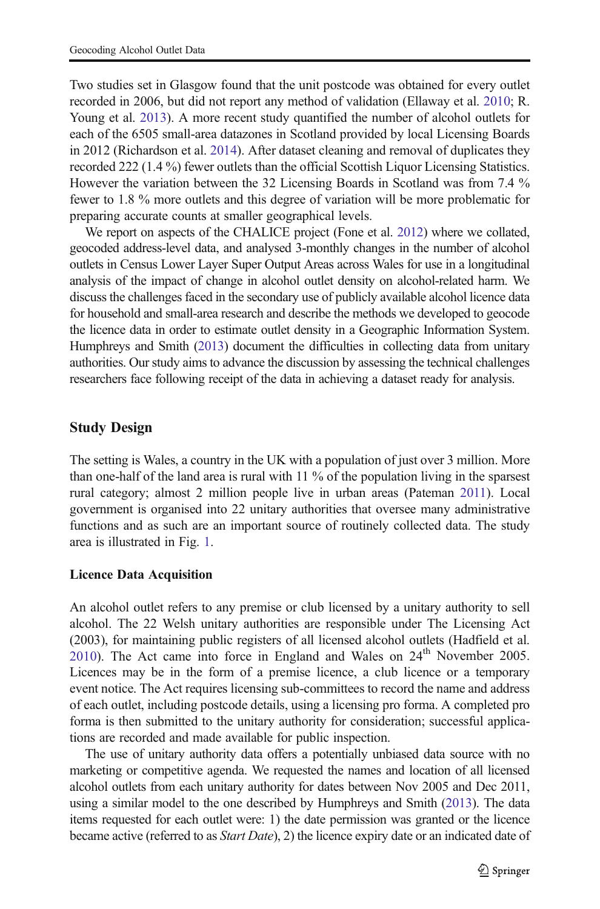Two studies set in Glasgow found that the unit postcode was obtained for every outlet recorded in 2006, but did not report any method of validation (Ellaway et al. 2010; R. Young et al. 2013). A more recent study quantified the number of alcohol outlets for each of the 6505 small-area datazones in Scotland provided by local Licensing Boards in 2012 (Richardson et al. 2014). After dataset cleaning and removal of duplicates they recorded 222 (1.4 %) fewer outlets than the official Scottish Liquor Licensing Statistics. However the variation between the 32 Licensing Boards in Scotland was from 7.4 % fewer to 1.8 % more outlets and this degree of variation will be more problematic for preparing accurate counts at smaller geographical levels.

We report on aspects of the CHALICE project (Fone et al. 2012) where we collated, geocoded address-level data, and analysed 3-monthly changes in the number of alcohol outlets in Census Lower Layer Super Output Areas across Wales for use in a longitudinal analysis of the impact of change in alcohol outlet density on alcohol-related harm. We discuss the challenges faced in the secondary use of publicly available alcohol licence data for household and small-area research and describe the methods we developed to geocode the licence data in order to estimate outlet density in a Geographic Information System. Humphreys and Smith (2013) document the difficulties in collecting data from unitary authorities. Our study aims to advance the discussion by assessing the technical challenges researchers face following receipt of the data in achieving a dataset ready for analysis.

## Study Design

The setting is Wales, a country in the UK with a population of just over 3 million. More than one-half of the land area is rural with 11 % of the population living in the sparsest rural category; almost 2 million people live in urban areas (Pateman 2011). Local government is organised into 22 unitary authorities that oversee many administrative functions and as such are an important source of routinely collected data. The study area is illustrated in Fig. 1.

### Licence Data Acquisition

An alcohol outlet refers to any premise or club licensed by a unitary authority to sell alcohol. The 22 Welsh unitary authorities are responsible under The Licensing Act (2003), for maintaining public registers of all licensed alcohol outlets (Hadfield et al. 2010). The Act came into force in England and Wales on 24th November 2005. Licences may be in the form of a premise licence, a club licence or a temporary event notice. The Act requires licensing sub-committees to record the name and address of each outlet, including postcode details, using a licensing pro forma. A completed pro forma is then submitted to the unitary authority for consideration; successful applications are recorded and made available for public inspection.

The use of unitary authority data offers a potentially unbiased data source with no marketing or competitive agenda. We requested the names and location of all licensed alcohol outlets from each unitary authority for dates between Nov 2005 and Dec 2011, using a similar model to the one described by Humphreys and Smith (2013). The data items requested for each outlet were: 1) the date permission was granted or the licence became active (referred to as *Start Date*), 2) the licence expiry date or an indicated date of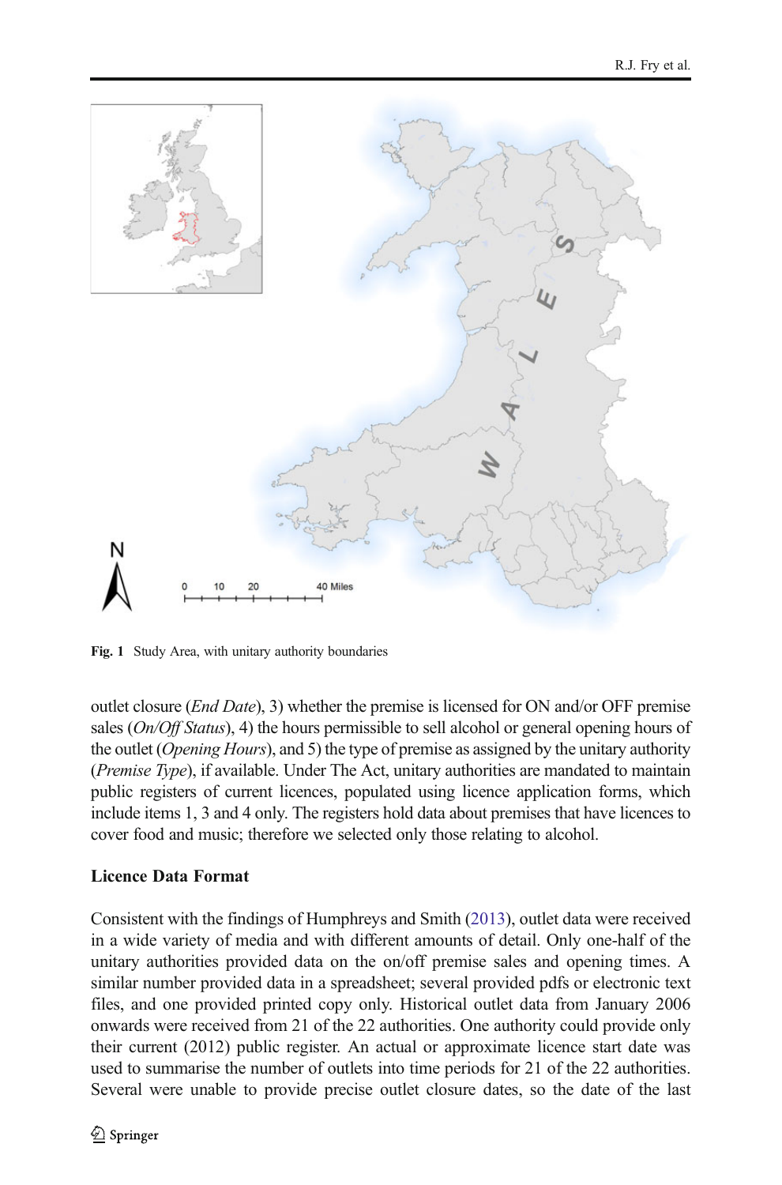Fig. 1 Study Area, with unitary authority boundaries

outlet closure (*End Date*), 3) whether the premise is licensed for ON and/or OFF premise sales (*On/Off Status*), 4) the hours permissible to sell alcohol or general opening hours of the outlet (*Opening Hours*), and 5) the type of premise as assigned by the unitary authority (*Premise Type*), if available. Under The Act, unitary authorities are mandated to maintain public registers of current licences, populated using licence application forms, which include items 1, 3 and 4 only. The registers hold data about premises that have licences to cover food and music; therefore we selected only those relating to alcohol.

### Licence Data Format

Consistent with the findings of Humphreys and Smith (2013), outlet data were received in a wide variety of media and with different amounts of detail. Only one-half of the unitary authorities provided data on the on/off premise sales and opening times. A similar number provided data in a spreadsheet; several provided pdfs or electronic text files, and one provided printed copy only. Historical outlet data from January 2006 onwards were received from 21 of the 22 authorities. One authority could provide only their current (2012) public register. An actual or approximate licence start date was used to summarise the number of outlets into time periods for 21 of the 22 authorities. Several were unable to provide precise outlet closure dates, so the date of the last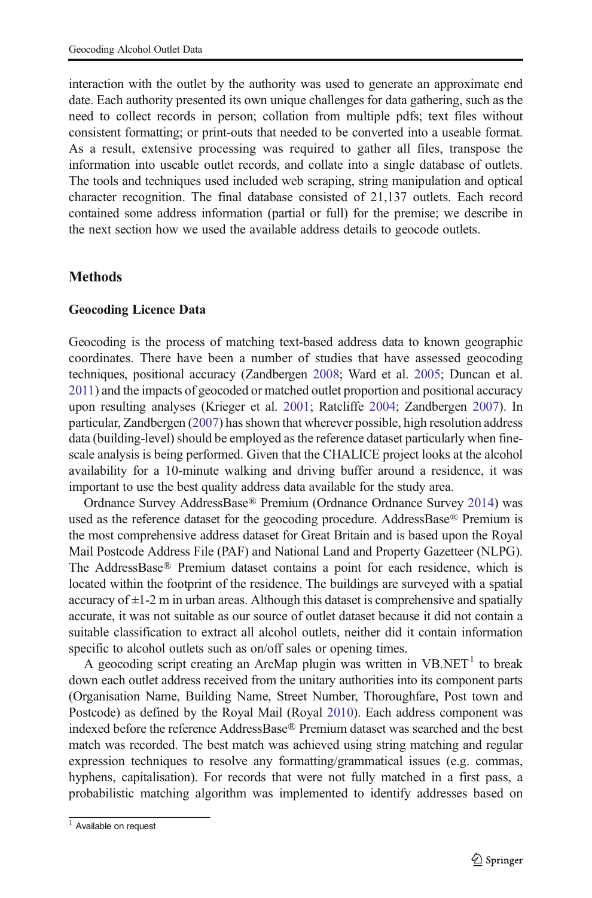interaction with the outlet by the authority was used to generate an approximate end date. Each authority presented its own unique challenges for data gathering, such as the need to collect records in person; collation from multiple pdfs; text files without consistent formatting; or print-outs that needed to be converted into a useable format. As a result, extensive processing was required to gather all files, transpose the information into useable outlet records, and collate into a single database of outlets. The tools and techniques used included web scraping, string manipulation and optical character recognition. The final database consisted of 21,137 outlets. Each record contained some address information (partial or full) for the premise; we describe in the next section how we used the available address details to geocode outlets.

## Methods

### Geocoding Licence Data

Geocoding is the process of matching text-based address data to known geographic coordinates. There have been a number of studies that have assessed geocoding techniques, positional accuracy (Zandbergen 2008; Ward et al. 2005; Duncan et al. 2011) and the impacts of geocoded or matched outlet proportion and positional accuracy upon resulting analyses (Krieger et al. 2001; Ratcliffe 2004; Zandbergen 2007). In particular, Zandbergen (2007) has shown that wherever possible, high resolution address data (building-level) should be employed as the reference dataset particularly when fine-scale analysis is being performed. Given that the CHALICE project looks at the alcohol availability for a 10-minute walking and driving buffer around a residence, it was important to use the best quality address data available for the study area.

Ordnance Survey AddressBase® Premium (Ordnance Ordnance Survey 2014) was used as the reference dataset for the geocoding procedure. AddressBase® Premium is the most comprehensive address dataset for Great Britain and is based upon the Royal Mail Postcode Address File (PAF) and National Land and Property Gazetteer (NLPG). The AddressBase® Premium dataset contains a point for each residence, which is located within the footprint of the residence. The buildings are surveyed with a spatial accuracy of ±1-2 m in urban areas. Although this dataset is comprehensive and spatially accurate, it was not suitable as our source of outlet dataset because it did not contain a suitable classification to extract all alcohol outlets, neither did it contain information specific to alcohol outlets such as on/off sales or opening times.

A geocoding script creating an ArcMap plugin was written in VB.NET[1] to break down each outlet address received from the unitary authorities into its component parts (Organisation Name, Building Name, Street Number, Thoroughfare, Post town and Postcode) as defined by the Royal Mail (Royal 2010). Each address component was indexed before the reference AddressBase® Premium dataset was searched and the best match was recorded. The best match was achieved using string matching and regular expression techniques to resolve any formatting/grammatical issues (e.g. commas, hyphens, capitalisation). For records that were not fully matched in a first pass, a probabilistic matching algorithm was implemented to identify addresses based on

[1] Available on request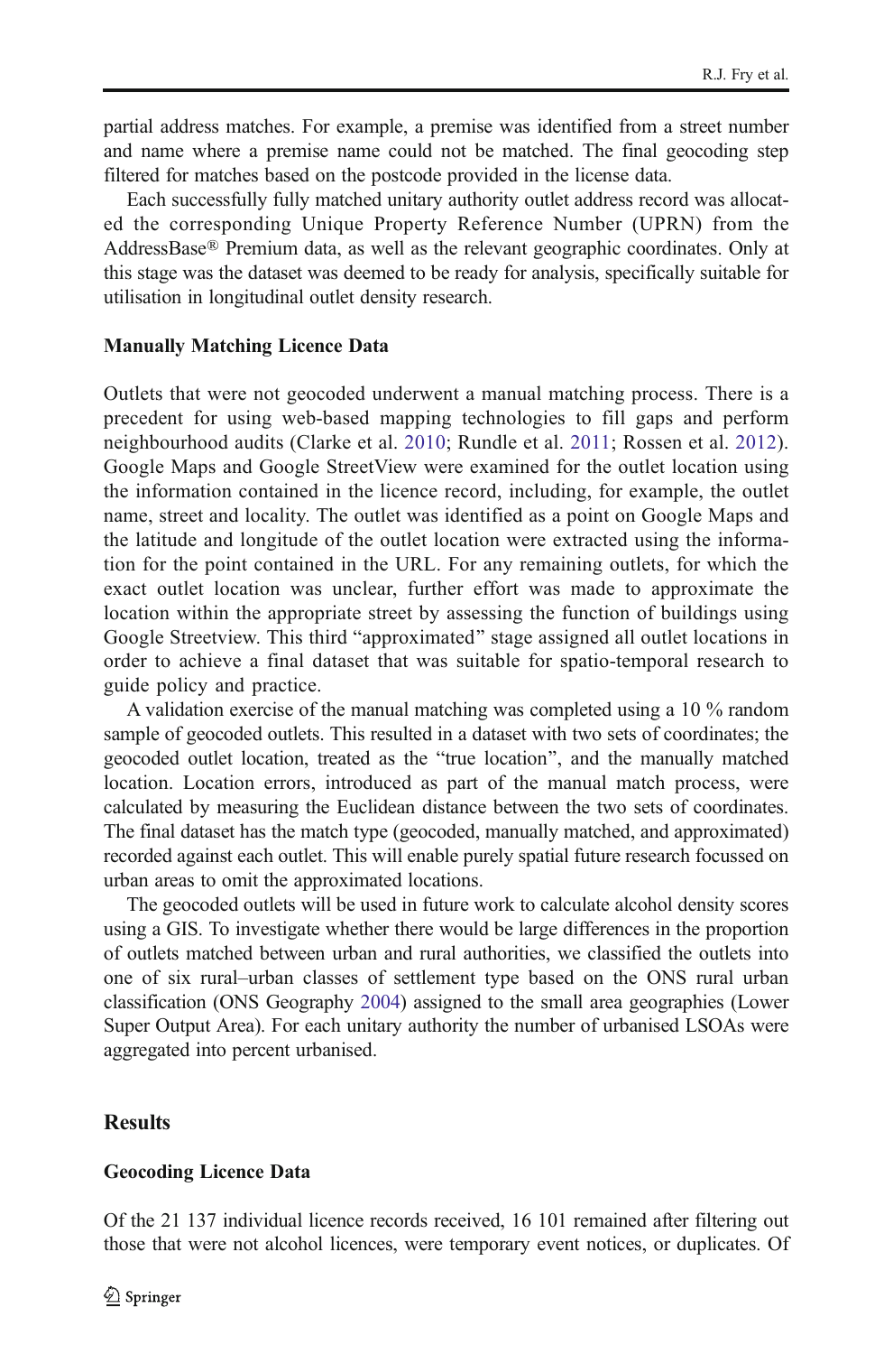partial address matches. For example, a premise was identified from a street number and name where a premise name could not be matched. The final geocoding step filtered for matches based on the postcode provided in the license data.

Each successfully fully matched unitary authority outlet address record was allocated the corresponding Unique Property Reference Number (UPRN) from the AddressBase® Premium data, as well as the relevant geographic coordinates. Only at this stage was the dataset was deemed to be ready for analysis, specifically suitable for utilisation in longitudinal outlet density research.

### Manually Matching Licence Data

Outlets that were not geocoded underwent a manual matching process. There is a precedent for using web-based mapping technologies to fill gaps and perform neighbourhood audits (Clarke et al. 2010; Rundle et al. 2011; Rossen et al. 2012). Google Maps and Google StreetView were examined for the outlet location using the information contained in the licence record, including, for example, the outlet name, street and locality. The outlet was identified as a point on Google Maps and the latitude and longitude of the outlet location were extracted using the information for the point contained in the URL. For any remaining outlets, for which the exact outlet location was unclear, further effort was made to approximate the location within the appropriate street by assessing the function of buildings using Google Streetview. This third "approximated" stage assigned all outlet locations in order to achieve a final dataset that was suitable for spatio-temporal research to guide policy and practice.

A validation exercise of the manual matching was completed using a 10 % random sample of geocoded outlets. This resulted in a dataset with two sets of coordinates; the geocoded outlet location, treated as the "true location", and the manually matched location. Location errors, introduced as part of the manual match process, were calculated by measuring the Euclidean distance between the two sets of coordinates. The final dataset has the match type (geocoded, manually matched, and approximated) recorded against each outlet. This will enable purely spatial future research focussed on urban areas to omit the approximated locations.

The geocoded outlets will be used in future work to calculate alcohol density scores using a GIS. To investigate whether there would be large differences in the proportion of outlets matched between urban and rural authorities, we classified the outlets into one of six rural–urban classes of settlement type based on the ONS rural urban classification (ONS Geography 2004) assigned to the small area geographies (Lower Super Output Area). For each unitary authority the number of urbanised LSOAs were aggregated into percent urbanised.

## Results

### Geocoding Licence Data

Of the 21 137 individual licence records received, 16 101 remained after filtering out those that were not alcohol licences, were temporary event notices, or duplicates. Of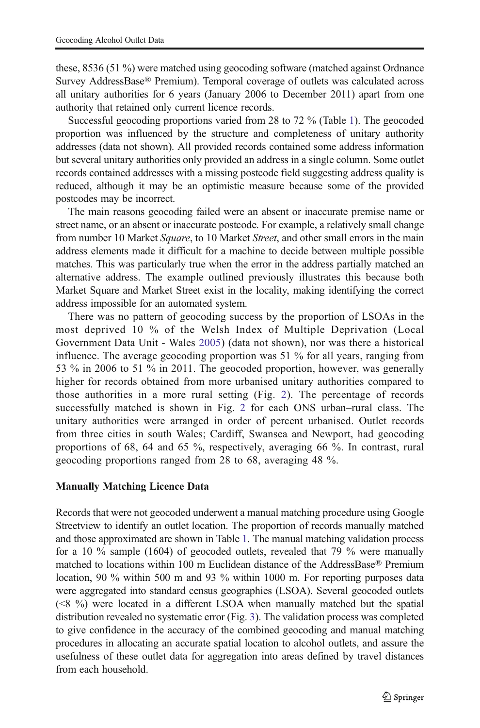these, 8536 (51 %) were matched using geocoding software (matched against Ordnance Survey AddressBase® Premium). Temporal coverage of outlets was calculated across all unitary authorities for 6 years (January 2006 to December 2011) apart from one authority that retained only current licence records.

Successful geocoding proportions varied from 28 to 72 % (Table 1). The geocoded proportion was influenced by the structure and completeness of unitary authority addresses (data not shown). All provided records contained some address information but several unitary authorities only provided an address in a single column. Some outlet records contained addresses with a missing postcode field suggesting address quality is reduced, although it may be an optimistic measure because some of the provided postcodes may be incorrect.

The main reasons geocoding failed were an absent or inaccurate premise name or street name, or an absent or inaccurate postcode. For example, a relatively small change from number 10 Market *Square*, to 10 Market *Street*, and other small errors in the main address elements made it difficult for a machine to decide between multiple possible matches. This was particularly true when the error in the address partially matched an alternative address. The example outlined previously illustrates this because both Market Square and Market Street exist in the locality, making identifying the correct address impossible for an automated system.

There was no pattern of geocoding success by the proportion of LSOAs in the most deprived 10 % of the Welsh Index of Multiple Deprivation (Local Government Data Unit - Wales 2005) (data not shown), nor was there a historical influence. The average geocoding proportion was 51 % for all years, ranging from 53 % in 2006 to 51 % in 2011. The geocoded proportion, however, was generally higher for records obtained from more urbanised unitary authorities compared to those authorities in a more rural setting (Fig. 2). The percentage of records successfully matched is shown in Fig. 2 for each ONS urban–rural class. The unitary authorities were arranged in order of percent urbanised. Outlet records from three cities in south Wales; Cardiff, Swansea and Newport, had geocoding proportions of 68, 64 and 65 %, respectively, averaging 66 %. In contrast, rural geocoding proportions ranged from 28 to 68, averaging 48 %.

### Manually Matching Licence Data

Records that were not geocoded underwent a manual matching procedure using Google Streetview to identify an outlet location. The proportion of records manually matched and those approximated are shown in Table 1. The manual matching validation process for a 10 % sample (1604) of geocoded outlets, revealed that 79 % were manually matched to locations within 100 m Euclidean distance of the AddressBase® Premium location, 90 % within 500 m and 93 % within 1000 m. For reporting purposes data were aggregated into standard census geographies (LSOA). Several geocoded outlets (<8 %) were located in a different LSOA when manually matched but the spatial distribution revealed no systematic error (Fig. 3). The validation process was completed to give confidence in the accuracy of the combined geocoding and manual matching procedures in allocating an accurate spatial location to alcohol outlets, and assure the usefulness of these outlet data for aggregation into areas defined by travel distances from each household.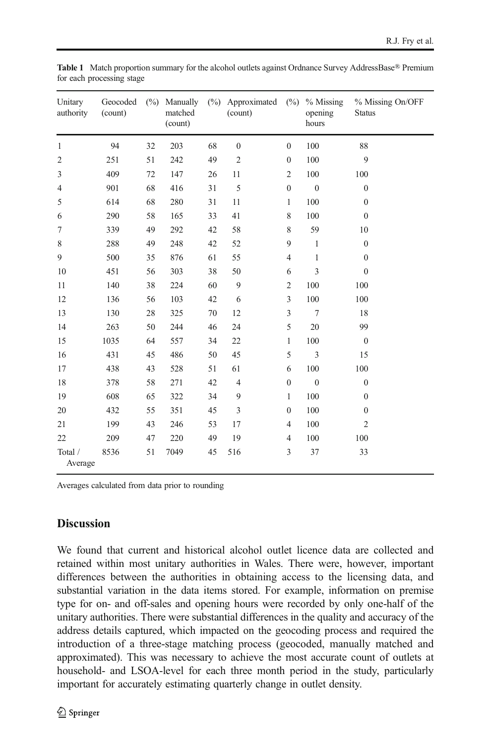**Table 1** Match proportion summary for the alcohol outlets against Ordnance Survey AddressBase® Premium for each processing stage

| Unitary authority | Geocoded (count) | (%) | Manually matched (count) | (%) | Approximated (count) | (%) | % Missing opening hours | % Missing On/OFF Status |
|---|---|---|---|---|---|---|---|---|
| 1 | 94 | 32 | 203 | 68 | 0 | 0 | 100 | 88 |
| 2 | 251 | 51 | 242 | 49 | 2 | 0 | 100 | 9 |
| 3 | 409 | 72 | 147 | 26 | 11 | 2 | 100 | 100 |
| 4 | 901 | 68 | 416 | 31 | 5 | 0 | 0 | 0 |
| 5 | 614 | 68 | 280 | 31 | 11 | 1 | 100 | 0 |
| 6 | 290 | 58 | 165 | 33 | 41 | 8 | 100 | 0 |
| 7 | 339 | 49 | 292 | 42 | 58 | 8 | 59 | 10 |
| 8 | 288 | 49 | 248 | 42 | 52 | 9 | 1 | 0 |
| 9 | 500 | 35 | 876 | 61 | 55 | 4 | 1 | 0 |
| 10 | 451 | 56 | 303 | 38 | 50 | 6 | 3 | 0 |
| 11 | 140 | 38 | 224 | 60 | 9 | 2 | 100 | 100 |
| 12 | 136 | 56 | 103 | 42 | 6 | 3 | 100 | 100 |
| 13 | 130 | 28 | 325 | 70 | 12 | 3 | 7 | 18 |
| 14 | 263 | 50 | 244 | 46 | 24 | 5 | 20 | 99 |
| 15 | 1035 | 64 | 557 | 34 | 22 | 1 | 100 | 0 |
| 16 | 431 | 45 | 486 | 50 | 45 | 5 | 3 | 15 |
| 17 | 438 | 43 | 528 | 51 | 61 | 6 | 100 | 100 |
| 18 | 378 | 58 | 271 | 42 | 4 | 0 | 0 | 0 |
| 19 | 608 | 65 | 322 | 34 | 9 | 1 | 100 | 0 |
| 20 | 432 | 55 | 351 | 45 | 3 | 0 | 100 | 0 |
| 21 | 199 | 43 | 246 | 53 | 17 | 4 | 100 | 2 |
| 22 | 209 | 47 | 220 | 49 | 19 | 4 | 100 | 100 |
| Total / Average | 8536 | 51 | 7049 | 45 | 516 | 3 | 37 | 33 |

Averages calculated from data prior to rounding

## Discussion

We found that current and historical alcohol outlet licence data are collected and retained within most unitary authorities in Wales. There were, however, important differences between the authorities in obtaining access to the licensing data, and substantial variation in the data items stored. For example, information on premise type for on- and off-sales and opening hours were recorded by only one-half of the unitary authorities. There were substantial differences in the quality and accuracy of the address details captured, which impacted on the geocoding process and required the introduction of a three-stage matching process (geocoded, manually matched and approximated). This was necessary to achieve the most accurate count of outlets at household- and LSOA-level for each three month period in the study, particularly important for accurately estimating quarterly change in outlet density.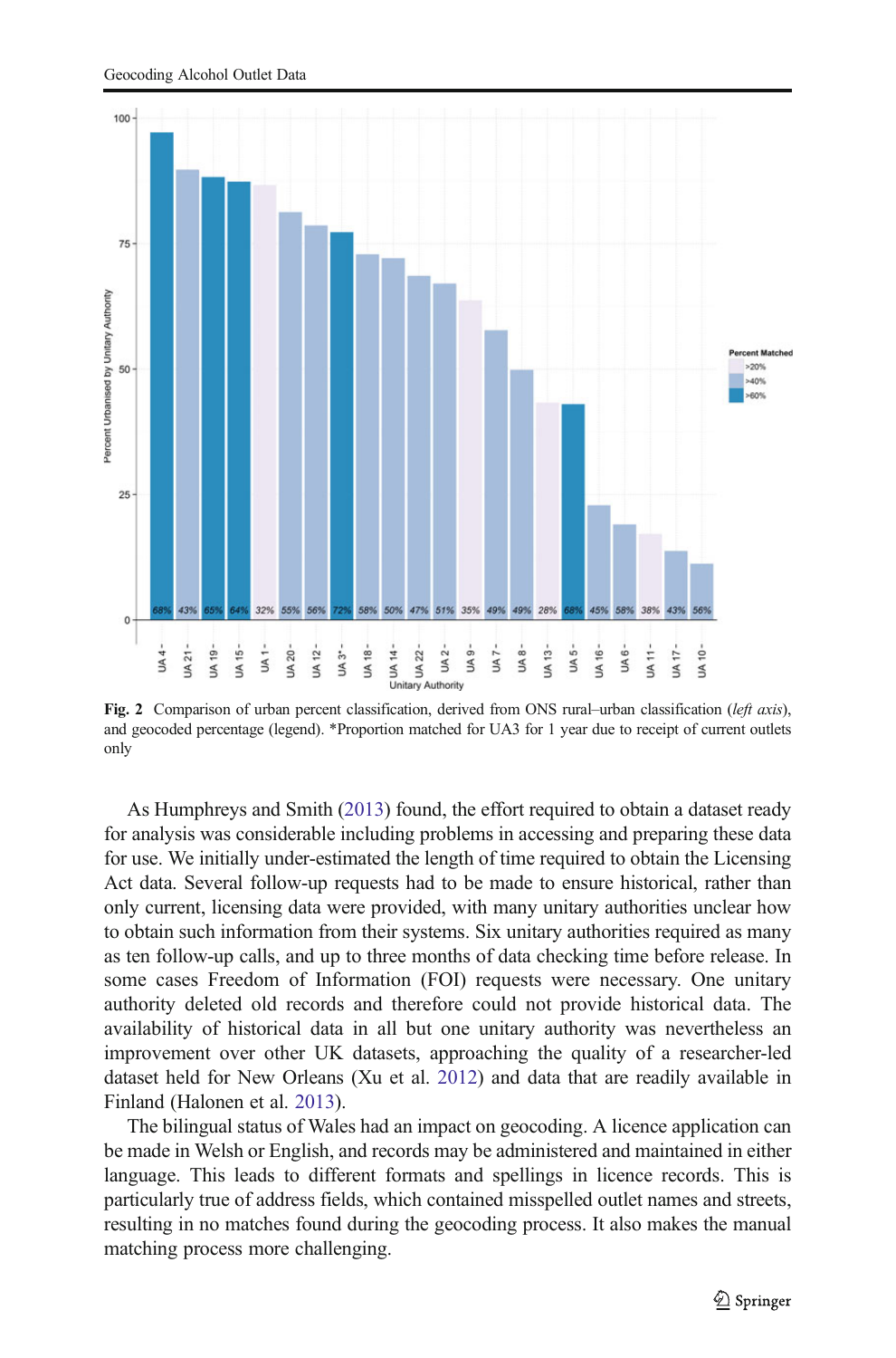**Fig. 2** Comparison of urban percent classification, derived from ONS rural–urban classification (*left axis*), and geocoded percentage (legend). *Proportion matched for UA3 for 1 year due to receipt of current outlets only

As Humphreys and Smith (2013) found, the effort required to obtain a dataset ready for analysis was considerable including problems in accessing and preparing these data for use. We initially under-estimated the length of time required to obtain the Licensing Act data. Several follow-up requests had to be made to ensure historical, rather than only current, licensing data were provided, with many unitary authorities unclear how to obtain such information from their systems. Six unitary authorities required as many as ten follow-up calls, and up to three months of data checking time before release. In some cases Freedom of Information (FOI) requests were necessary. One unitary authority deleted old records and therefore could not provide historical data. The availability of historical data in all but one unitary authority was nevertheless an improvement over other UK datasets, approaching the quality of a researcher-led dataset held for New Orleans (Xu et al. 2012) and data that are readily available in Finland (Halonen et al. 2013).

The bilingual status of Wales had an impact on geocoding. A licence application can be made in Welsh or English, and records may be administered and maintained in either language. This leads to different formats and spellings in licence records. This is particularly true of address fields, which contained misspelled outlet names and streets, resulting in no matches found during the geocoding process. It also makes the manual matching process more challenging.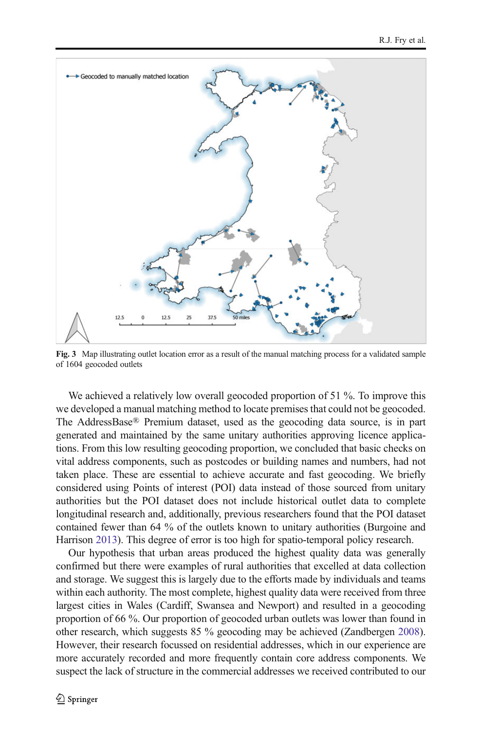Fig. 3 Map illustrating outlet location error as a result of the manual matching process for a validated sample of 1604 geocoded outlets

We achieved a relatively low overall geocoded proportion of 51 %. To improve this we developed a manual matching method to locate premises that could not be geocoded. The AddressBase® Premium dataset, used as the geocoding data source, is in part generated and maintained by the same unitary authorities approving licence applications. From this low resulting geocoding proportion, we concluded that basic checks on vital address components, such as postcodes or building names and numbers, had not taken place. These are essential to achieve accurate and fast geocoding. We briefly considered using Points of interest (POI) data instead of those sourced from unitary authorities but the POI dataset does not include historical outlet data to complete longitudinal research and, additionally, previous researchers found that the POI dataset contained fewer than 64 % of the outlets known to unitary authorities (Burgoine and Harrison 2013). This degree of error is too high for spatio-temporal policy research.

Our hypothesis that urban areas produced the highest quality data was generally confirmed but there were examples of rural authorities that excelled at data collection and storage. We suggest this is largely due to the efforts made by individuals and teams within each authority. The most complete, highest quality data were received from three largest cities in Wales (Cardiff, Swansea and Newport) and resulted in a geocoding proportion of 66 %. Our proportion of geocoded urban outlets was lower than found in other research, which suggests 85 % geocoding may be achieved (Zandbergen 2008). However, their research focussed on residential addresses, which in our experience are more accurately recorded and more frequently contain core address components. We suspect the lack of structure in the commercial addresses we received contributed to our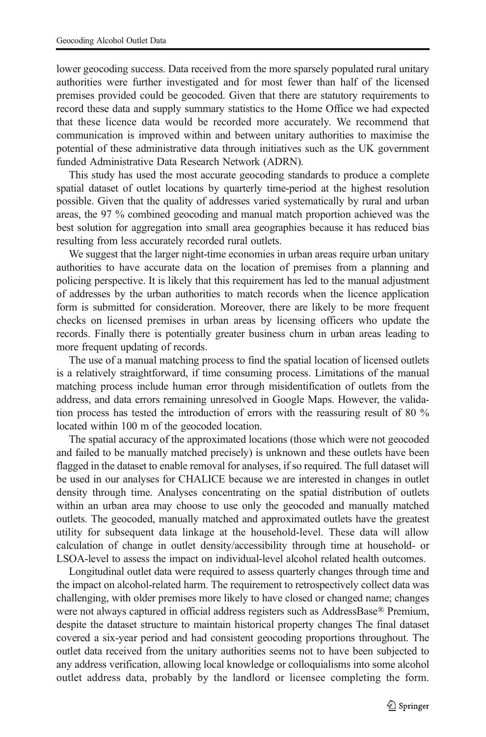lower geocoding success. Data received from the more sparsely populated rural unitary authorities were further investigated and for most fewer than half of the licensed premises provided could be geocoded. Given that there are statutory requirements to record these data and supply summary statistics to the Home Office we had expected that these licence data would be recorded more accurately. We recommend that communication is improved within and between unitary authorities to maximise the potential of these administrative data through initiatives such as the UK government funded Administrative Data Research Network (ADRN).

This study has used the most accurate geocoding standards to produce a complete spatial dataset of outlet locations by quarterly time-period at the highest resolution possible. Given that the quality of addresses varied systematically by rural and urban areas, the 97 % combined geocoding and manual match proportion achieved was the best solution for aggregation into small area geographies because it has reduced bias resulting from less accurately recorded rural outlets.

We suggest that the larger night-time economies in urban areas require urban unitary authorities to have accurate data on the location of premises from a planning and policing perspective. It is likely that this requirement has led to the manual adjustment of addresses by the urban authorities to match records when the licence application form is submitted for consideration. Moreover, there are likely to be more frequent checks on licensed premises in urban areas by licensing officers who update the records. Finally there is potentially greater business churn in urban areas leading to more frequent updating of records.

The use of a manual matching process to find the spatial location of licensed outlets is a relatively straightforward, if time consuming process. Limitations of the manual matching process include human error through misidentification of outlets from the address, and data errors remaining unresolved in Google Maps. However, the validation process has tested the introduction of errors with the reassuring result of 80 % located within 100 m of the geocoded location.

The spatial accuracy of the approximated locations (those which were not geocoded and failed to be manually matched precisely) is unknown and these outlets have been flagged in the dataset to enable removal for analyses, if so required. The full dataset will be used in our analyses for CHALICE because we are interested in changes in outlet density through time. Analyses concentrating on the spatial distribution of outlets within an urban area may choose to use only the geocoded and manually matched outlets. The geocoded, manually matched and approximated outlets have the greatest utility for subsequent data linkage at the household-level. These data will allow calculation of change in outlet density/accessibility through time at household- or LSOA-level to assess the impact on individual-level alcohol related health outcomes.

Longitudinal outlet data were required to assess quarterly changes through time and the impact on alcohol-related harm. The requirement to retrospectively collect data was challenging, with older premises more likely to have closed or changed name; changes were not always captured in official address registers such as AddressBase® Premium, despite the dataset structure to maintain historical property changes The final dataset covered a six-year period and had consistent geocoding proportions throughout. The outlet data received from the unitary authorities seems not to have been subjected to any address verification, allowing local knowledge or colloquialisms into some alcohol outlet address data, probably by the landlord or licensee completing the form.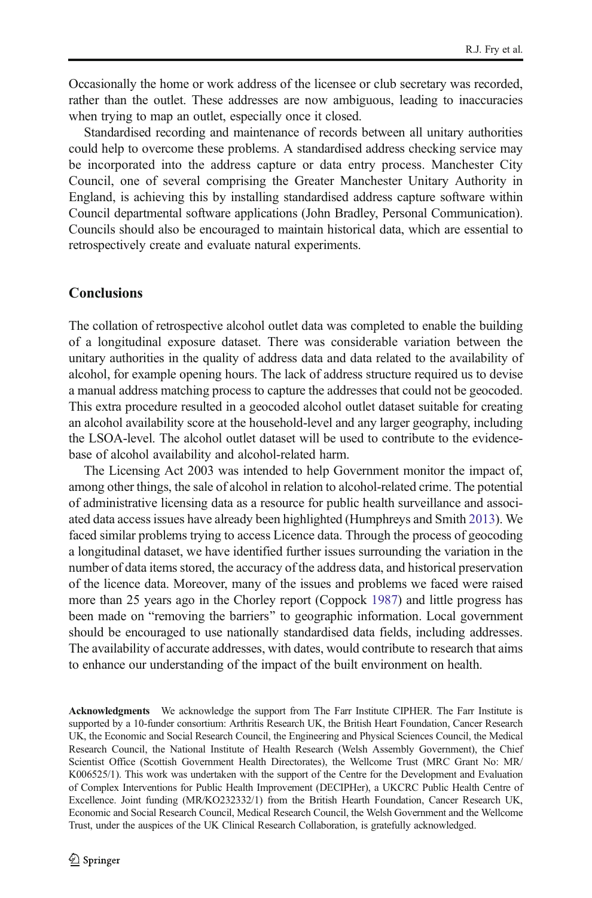Occasionally the home or work address of the licensee or club secretary was recorded, rather than the outlet. These addresses are now ambiguous, leading to inaccuracies when trying to map an outlet, especially once it closed.

Standardised recording and maintenance of records between all unitary authorities could help to overcome these problems. A standardised address checking service may be incorporated into the address capture or data entry process. Manchester City Council, one of several comprising the Greater Manchester Unitary Authority in England, is achieving this by installing standardised address capture software within Council departmental software applications (John Bradley, Personal Communication). Councils should also be encouraged to maintain historical data, which are essential to retrospectively create and evaluate natural experiments.

## Conclusions

The collation of retrospective alcohol outlet data was completed to enable the building of a longitudinal exposure dataset. There was considerable variation between the unitary authorities in the quality of address data and data related to the availability of alcohol, for example opening hours. The lack of address structure required us to devise a manual address matching process to capture the addresses that could not be geocoded. This extra procedure resulted in a geocoded alcohol outlet dataset suitable for creating an alcohol availability score at the household-level and any larger geography, including the LSOA-level. The alcohol outlet dataset will be used to contribute to the evidence-base of alcohol availability and alcohol-related harm.

The Licensing Act 2003 was intended to help Government monitor the impact of, among other things, the sale of alcohol in relation to alcohol-related crime. The potential of administrative licensing data as a resource for public health surveillance and associated data access issues have already been highlighted (Humphreys and Smith 2013). We faced similar problems trying to access Licence data. Through the process of geocoding a longitudinal dataset, we have identified further issues surrounding the variation in the number of data items stored, the accuracy of the address data, and historical preservation of the licence data. Moreover, many of the issues and problems we faced were raised more than 25 years ago in the Chorley report (Coppock 1987) and little progress has been made on "removing the barriers" to geographic information. Local government should be encouraged to use nationally standardised data fields, including addresses. The availability of accurate addresses, with dates, would contribute to research that aims to enhance our understanding of the impact of the built environment on health.

**Acknowledgments** We acknowledge the support from The Farr Institute CIPHER. The Farr Institute is supported by a 10-funder consortium: Arthritis Research UK, the British Heart Foundation, Cancer Research UK, the Economic and Social Research Council, the Engineering and Physical Sciences Council, the Medical Research Council, the National Institute of Health Research (Welsh Assembly Government), the Chief Scientist Office (Scottish Government Health Directorates), the Wellcome Trust (MRC Grant No: MR/K006525/1). This work was undertaken with the support of the Centre for the Development and Evaluation of Complex Interventions for Public Health Improvement (DECIPHer), a UKCRC Public Health Centre of Excellence. Joint funding (MR/KO232332/1) from the British Hearth Foundation, Cancer Research UK, Economic and Social Research Council, Medical Research Council, the Welsh Government and the Wellcome Trust, under the auspices of the UK Clinical Research Collaboration, is gratefully acknowledged.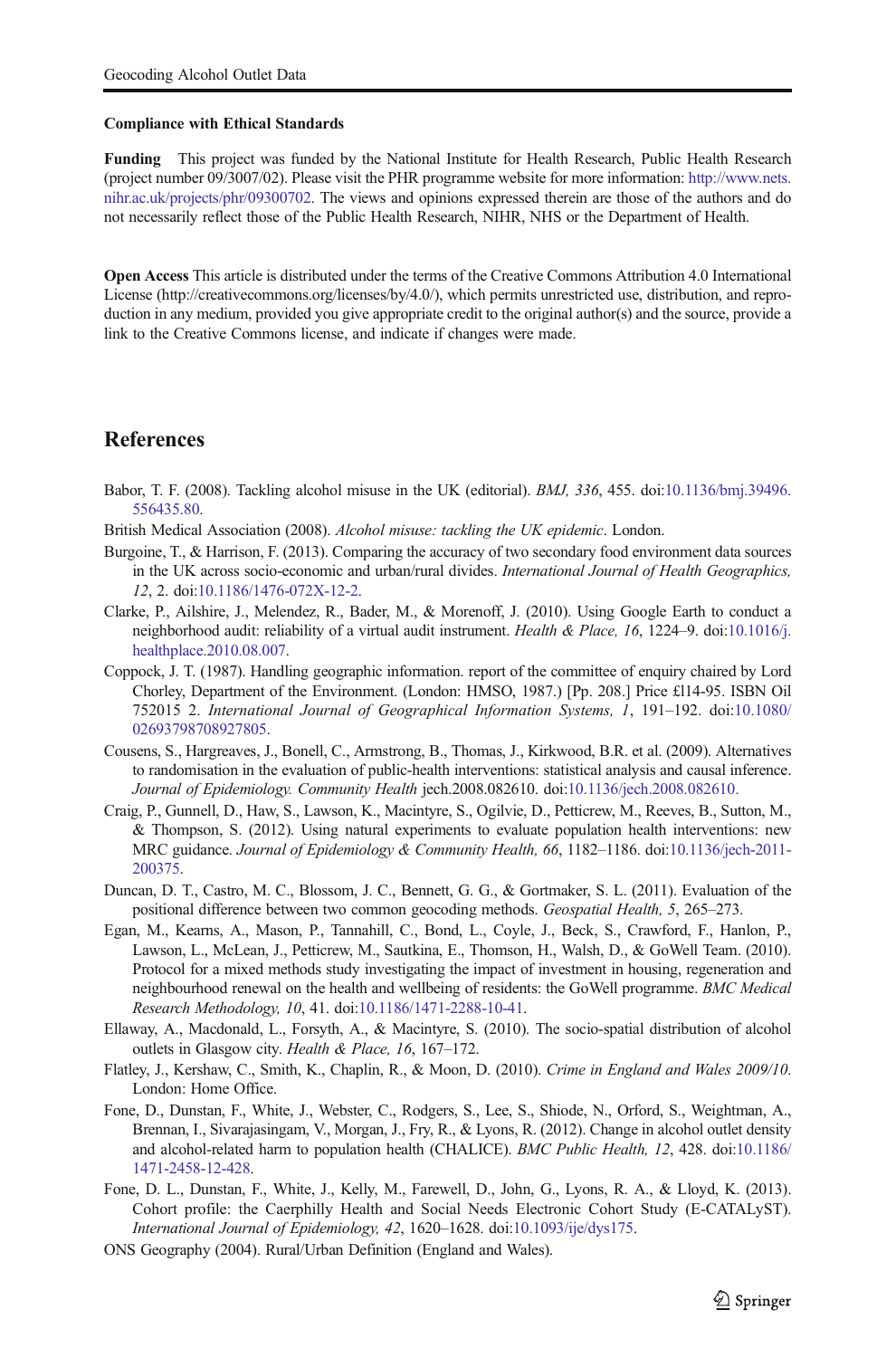**Compliance with Ethical Standards**

**Funding** This project was funded by the National Institute for Health Research, Public Health Research (project number 09/3007/02). Please visit the PHR programme website for more information: http://www.nets.nihr.ac.uk/projects/phr/09300702. The views and opinions expressed therein are those of the authors and do not necessarily reflect those of the Public Health Research, NIHR, NHS or the Department of Health.

**Open Access** This article is distributed under the terms of the Creative Commons Attribution 4.0 International License (http://creativecommons.org/licenses/by/4.0/), which permits unrestricted use, distribution, and reproduction in any medium, provided you give appropriate credit to the original author(s) and the source, provide a link to the Creative Commons license, and indicate if changes were made.

## References

Babor, T. F. (2008). Tackling alcohol misuse in the UK (editorial). *BMJ, 336*, 455. doi:10.1136/bmj.39496.556435.80.

British Medical Association (2008). *Alcohol misuse: tackling the UK epidemic*. London.

Burgoine, T., & Harrison, F. (2013). Comparing the accuracy of two secondary food environment data sources in the UK across socio-economic and urban/rural divides. *International Journal of Health Geographics, 12*, 2. doi:10.1186/1476-072X-12-2.

Clarke, P., Ailshire, J., Melendez, R., Bader, M., & Morenoff, J. (2010). Using Google Earth to conduct a neighborhood audit: reliability of a virtual audit instrument. *Health & Place, 16*, 1224–9. doi:10.1016/j.healthplace.2010.08.007.

Coppock, J. T. (1987). Handling geographic information. report of the committee of enquiry chaired by Lord Chorley, Department of the Environment. (London: HMSO, 1987.) [Pp. 208.] Price £l14-95. ISBN Oil 752015 2. *International Journal of Geographical Information Systems, 1*, 191–192. doi:10.1080/02693798708927805.

Cousens, S., Hargreaves, J., Bonell, C., Armstrong, B., Thomas, J., Kirkwood, B.R. et al. (2009). Alternatives to randomisation in the evaluation of public-health interventions: statistical analysis and causal inference. *Journal of Epidemiology. Community Health* jech.2008.082610. doi:10.1136/jech.2008.082610.

Craig, P., Gunnell, D., Haw, S., Lawson, K., Macintyre, S., Ogilvie, D., Petticrew, M., Reeves, B., Sutton, M., & Thompson, S. (2012). Using natural experiments to evaluate population health interventions: new MRC guidance. *Journal of Epidemiology & Community Health, 66*, 1182–1186. doi:10.1136/jech-2011-200375.

Duncan, D. T., Castro, M. C., Blossom, J. C., Bennett, G. G., & Gortmaker, S. L. (2011). Evaluation of the positional difference between two common geocoding methods. *Geospatial Health, 5*, 265–273.

Egan, M., Kearns, A., Mason, P., Tannahill, C., Bond, L., Coyle, J., Beck, S., Crawford, F., Hanlon, P., Lawson, L., McLean, J., Petticrew, M., Sautkina, E., Thomson, H., Walsh, D., & GoWell Team. (2010). Protocol for a mixed methods study investigating the impact of investment in housing, regeneration and neighbourhood renewal on the health and wellbeing of residents: the GoWell programme. *BMC Medical Research Methodology, 10*, 41. doi:10.1186/1471-2288-10-41.

Ellaway, A., Macdonald, L., Forsyth, A., & Macintyre, S. (2010). The socio-spatial distribution of alcohol outlets in Glasgow city. *Health & Place, 16*, 167–172.

Flatley, J., Kershaw, C., Smith, K., Chaplin, R., & Moon, D. (2010). *Crime in England and Wales 2009/10*. London: Home Office.

Fone, D., Dunstan, F., White, J., Webster, C., Rodgers, S., Lee, S., Shiode, N., Orford, S., Weightman, A., Brennan, I., Sivarajasingam, V., Morgan, J., Fry, R., & Lyons, R. (2012). Change in alcohol outlet density and alcohol-related harm to population health (CHALICE). *BMC Public Health, 12*, 428. doi:10.1186/1471-2458-12-428.

Fone, D. L., Dunstan, F., White, J., Kelly, M., Farewell, D., John, G., Lyons, R. A., & Lloyd, K. (2013). Cohort profile: the Caerphilly Health and Social Needs Electronic Cohort Study (E-CATALyST). *International Journal of Epidemiology, 42*, 1620–1628. doi:10.1093/ije/dys175.

ONS Geography (2004). Rural/Urban Definition (England and Wales).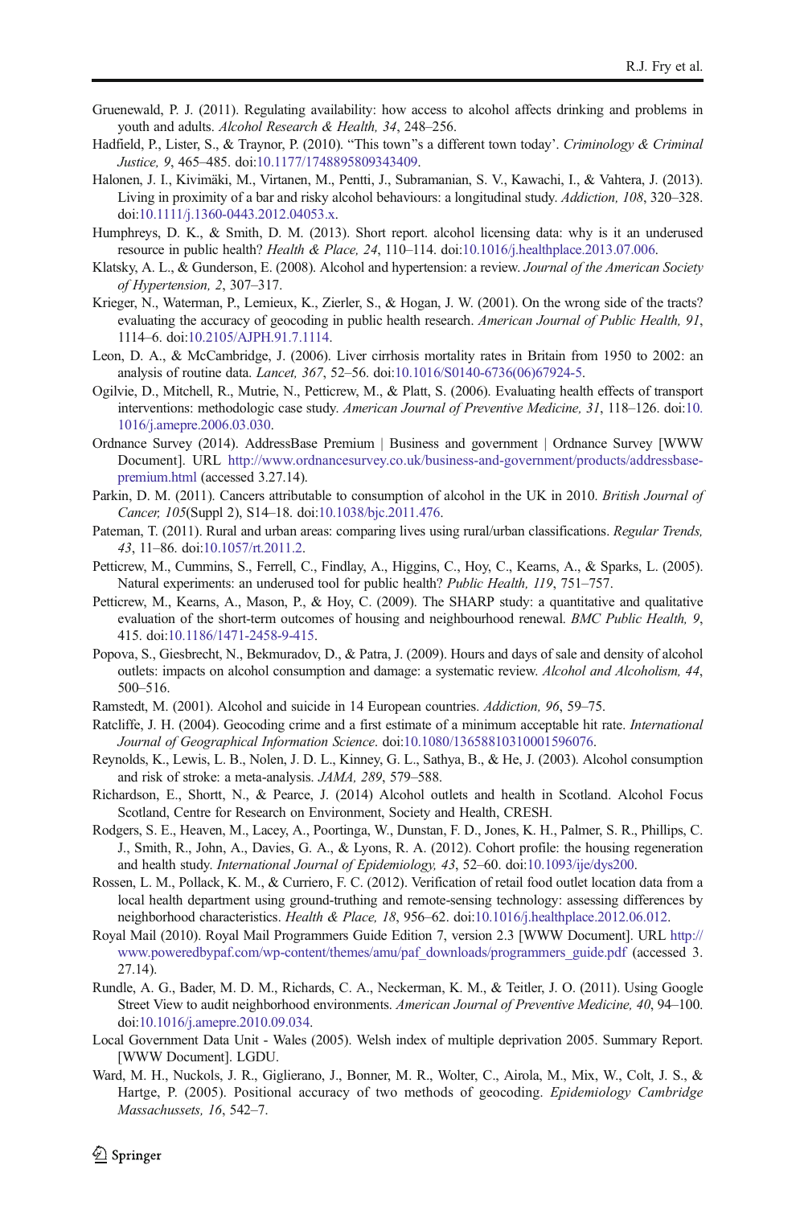Gruenewald, P. J. (2011). Regulating availability: how access to alcohol affects drinking and problems in youth and adults. *Alcohol Research & Health, 34*, 248–256.

Hadfield, P., Lister, S., & Traynor, P. (2010). "This town"s a different town today'. *Criminology & Criminal Justice, 9*, 465–485. doi:10.1177/1748895809343409.

Halonen, J. I., Kivimäki, M., Virtanen, M., Pentti, J., Subramanian, S. V., Kawachi, I., & Vahtera, J. (2013). Living in proximity of a bar and risky alcohol behaviours: a longitudinal study. *Addiction, 108*, 320–328. doi:10.1111/j.1360-0443.2012.04053.x.

Humphreys, D. K., & Smith, D. M. (2013). Short report. alcohol licensing data: why is it an underused resource in public health? *Health & Place, 24*, 110–114. doi:10.1016/j.healthplace.2013.07.006.

Klatsky, A. L., & Gunderson, E. (2008). Alcohol and hypertension: a review. *Journal of the American Society of Hypertension, 2*, 307–317.

Krieger, N., Waterman, P., Lemieux, K., Zierler, S., & Hogan, J. W. (2001). On the wrong side of the tracts? evaluating the accuracy of geocoding in public health research. *American Journal of Public Health, 91*, 1114–6. doi:10.2105/AJPH.91.7.1114.

Leon, D. A., & McCambridge, J. (2006). Liver cirrhosis mortality rates in Britain from 1950 to 2002: an analysis of routine data. *Lancet, 367*, 52–56. doi:10.1016/S0140-6736(06)67924-5.

Ogilvie, D., Mitchell, R., Mutrie, N., Petticrew, M., & Platt, S. (2006). Evaluating health effects of transport interventions: methodologic case study. *American Journal of Preventive Medicine, 31*, 118–126. doi:10.1016/j.amepre.2006.03.030.

Ordnance Survey (2014). AddressBase Premium | Business and government | Ordnance Survey [WWW Document]. URL http://www.ordnancesurvey.co.uk/business-and-government/products/addressbase-premium.html (accessed 3.27.14).

Parkin, D. M. (2011). Cancers attributable to consumption of alcohol in the UK in 2010. *British Journal of Cancer, 105*(Suppl 2), S14–18. doi:10.1038/bjc.2011.476.

Pateman, T. (2011). Rural and urban areas: comparing lives using rural/urban classifications. *Regular Trends, 43*, 11–86. doi:10.1057/rt.2011.2.

Petticrew, M., Cummins, S., Ferrell, C., Findlay, A., Higgins, C., Hoy, C., Kearns, A., & Sparks, L. (2005). Natural experiments: an underused tool for public health? *Public Health, 119*, 751–757.

Petticrew, M., Kearns, A., Mason, P., & Hoy, C. (2009). The SHARP study: a quantitative and qualitative evaluation of the short-term outcomes of housing and neighbourhood renewal. *BMC Public Health, 9*, 415. doi:10.1186/1471-2458-9-415.

Popova, S., Giesbrecht, N., Bekmuradov, D., & Patra, J. (2009). Hours and days of sale and density of alcohol outlets: impacts on alcohol consumption and damage: a systematic review. *Alcohol and Alcoholism, 44*, 500–516.

Ramstedt, M. (2001). Alcohol and suicide in 14 European countries. *Addiction, 96*, 59–75.

Ratcliffe, J. H. (2004). Geocoding crime and a first estimate of a minimum acceptable hit rate. *International Journal of Geographical Information Science*. doi:10.1080/13658810310001596076.

Reynolds, K., Lewis, L. B., Nolen, J. D. L., Kinney, G. L., Sathya, B., & He, J. (2003). Alcohol consumption and risk of stroke: a meta-analysis. *JAMA, 289*, 579–588.

Richardson, E., Shortt, N., & Pearce, J. (2014) Alcohol outlets and health in Scotland. Alcohol Focus Scotland, Centre for Research on Environment, Society and Health, CRESH.

Rodgers, S. E., Heaven, M., Lacey, A., Poortinga, W., Dunstan, F. D., Jones, K. H., Palmer, S. R., Phillips, C. J., Smith, R., John, A., Davies, G. A., & Lyons, R. A. (2012). Cohort profile: the housing regeneration and health study. *International Journal of Epidemiology, 43*, 52–60. doi:10.1093/ije/dys200.

Rossen, L. M., Pollack, K. M., & Curriero, F. C. (2012). Verification of retail food outlet location data from a local health department using ground-truthing and remote-sensing technology: assessing differences by neighborhood characteristics. *Health & Place, 18*, 956–62. doi:10.1016/j.healthplace.2012.06.012.

Royal Mail (2010). Royal Mail Programmers Guide Edition 7, version 2.3 [WWW Document]. URL http://www.poweredbypaf.com/wp-content/themes/amu/paf_downloads/programmers_guide.pdf (accessed 3.27.14).

Rundle, A. G., Bader, M. D. M., Richards, C. A., Neckerman, K. M., & Teitler, J. O. (2011). Using Google Street View to audit neighborhood environments. *American Journal of Preventive Medicine, 40*, 94–100. doi:10.1016/j.amepre.2010.09.034.

Local Government Data Unit - Wales (2005). Welsh index of multiple deprivation 2005. Summary Report. [WWW Document]. LGDU.

Ward, M. H., Nuckols, J. R., Giglierano, J., Bonner, M. R., Wolter, C., Airola, M., Mix, W., Colt, J. S., & Hartge, P. (2005). Positional accuracy of two methods of geocoding. *Epidemiology Cambridge Massachussets, 16*, 542–7.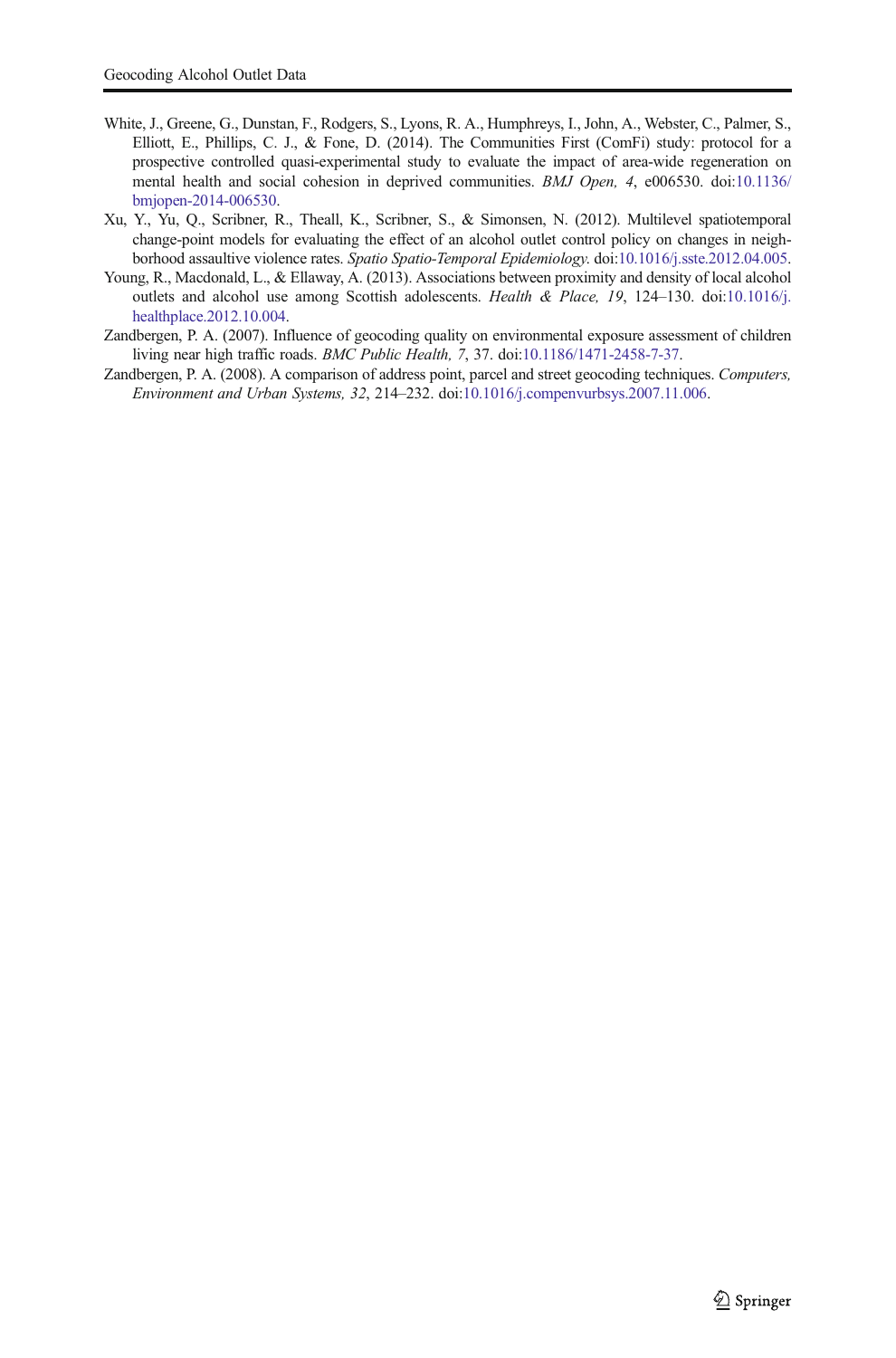White, J., Greene, G., Dunstan, F., Rodgers, S., Lyons, R. A., Humphreys, I., John, A., Webster, C., Palmer, S., Elliott, E., Phillips, C. J., & Fone, D. (2014). The Communities First (ComFi) study: protocol for a prospective controlled quasi-experimental study to evaluate the impact of area-wide regeneration on mental health and social cohesion in deprived communities. *BMJ Open, 4*, e006530. doi:10.1136/bmjopen-2014-006530.

Xu, Y., Yu, Q., Scribner, R., Theall, K., Scribner, S., & Simonsen, N. (2012). Multilevel spatiotemporal change-point models for evaluating the effect of an alcohol outlet control policy on changes in neighborhood assaultive violence rates. *Spatio Spatio-Temporal Epidemiology.* doi:10.1016/j.sste.2012.04.005.

Young, R., Macdonald, L., & Ellaway, A. (2013). Associations between proximity and density of local alcohol outlets and alcohol use among Scottish adolescents. *Health & Place, 19*, 124–130. doi:10.1016/j.healthplace.2012.10.004.

Zandbergen, P. A. (2007). Influence of geocoding quality on environmental exposure assessment of children living near high traffic roads. *BMC Public Health, 7*, 37. doi:10.1186/1471-2458-7-37.

Zandbergen, P. A. (2008). A comparison of address point, parcel and street geocoding techniques. *Computers, Environment and Urban Systems, 32*, 214–232. doi:10.1016/j.compenvurbsys.2007.11.006.